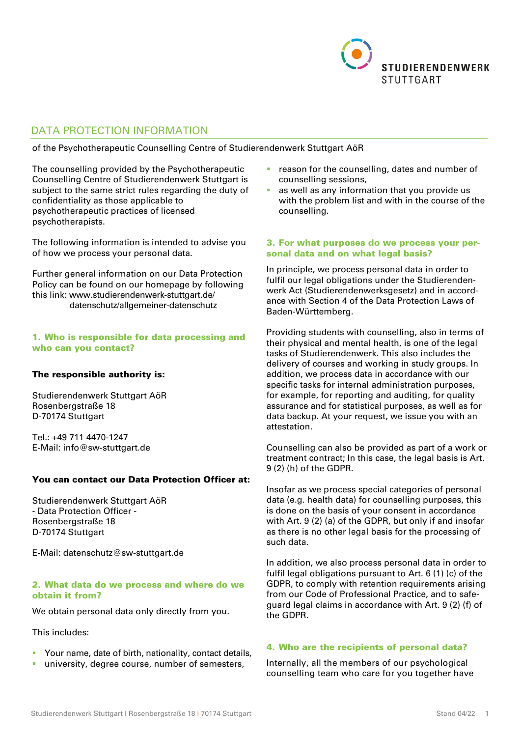# DATA PROTECTION INFORMATION

of the Psychotherapeutic Counselling Centre of Studierendenwerk Stuttgart AöR

The counselling provided by the Psychotherapeutic Counselling Centre of Studierendenwerk Stuttgart is subject to the same strict rules regarding the duty of confidentiality as those applicable to psychotherapeutic practices of licensed psychotherapists.

The following information is intended to advise you of how we process your personal data.

Further general information on our Data Protection Policy can be found on our homepage by following this link: www.studierendenwerk-stuttgart.de/datenschutz/allgemeiner-datenschutz

## 1. Who is responsible for data processing and who can you contact?

**The responsible authority is:**

Studierendenwerk Stuttgart AöR
Rosenbergstraße 18
D-70174 Stuttgart

Tel.: +49 711 4470-1247
E-Mail: info@sw-stuttgart.de

**You can contact our Data Protection Officer at:**

Studierendenwerk Stuttgart AöR
- Data Protection Officer -
Rosenbergstraße 18
D-70174 Stuttgart

E-Mail: datenschutz@sw-stuttgart.de

## 2. What data do we process and where do we obtain it from?

We obtain personal data only directly from you.

This includes:

- Your name, date of birth, nationality, contact details,
- university, degree course, number of semesters,
- reason for the counselling, dates and number of counselling sessions,
- as well as any information that you provide us with the problem list and with in the course of the counselling.

## 3. For what purposes do we process your personal data and on what legal basis?

In principle, we process personal data in order to fulfil our legal obligations under the Studierendenwerk Act (Studierendenwerksgesetz) and in accordance with Section 4 of the Data Protection Laws of Baden-Württemberg.

Providing students with counselling, also in terms of their physical and mental health, is one of the legal tasks of Studierendenwerk. This also includes the delivery of courses and working in study groups. In addition, we process data in accordance with our specific tasks for internal administration purposes, for example, for reporting and auditing, for quality assurance and for statistical purposes, as well as for data backup. At your request, we issue you with an attestation.

Counselling can also be provided as part of a work or treatment contract; In this case, the legal basis is Art. 9 (2) (h) of the GDPR.

Insofar as we process special categories of personal data (e.g. health data) for counselling purposes, this is done on the basis of your consent in accordance with Art. 9 (2) (a) of the GDPR, but only if and insofar as there is no other legal basis for the processing of such data.

In addition, we also process personal data in order to fulfil legal obligations pursuant to Art. 6 (1) (c) of the GDPR, to comply with retention requirements arising from our Code of Professional Practice, and to safeguard legal claims in accordance with Art. 9 (2) (f) of the GDPR.

## 4. Who are the recipients of personal data?

Internally, all the members of our psychological counselling team who care for you together have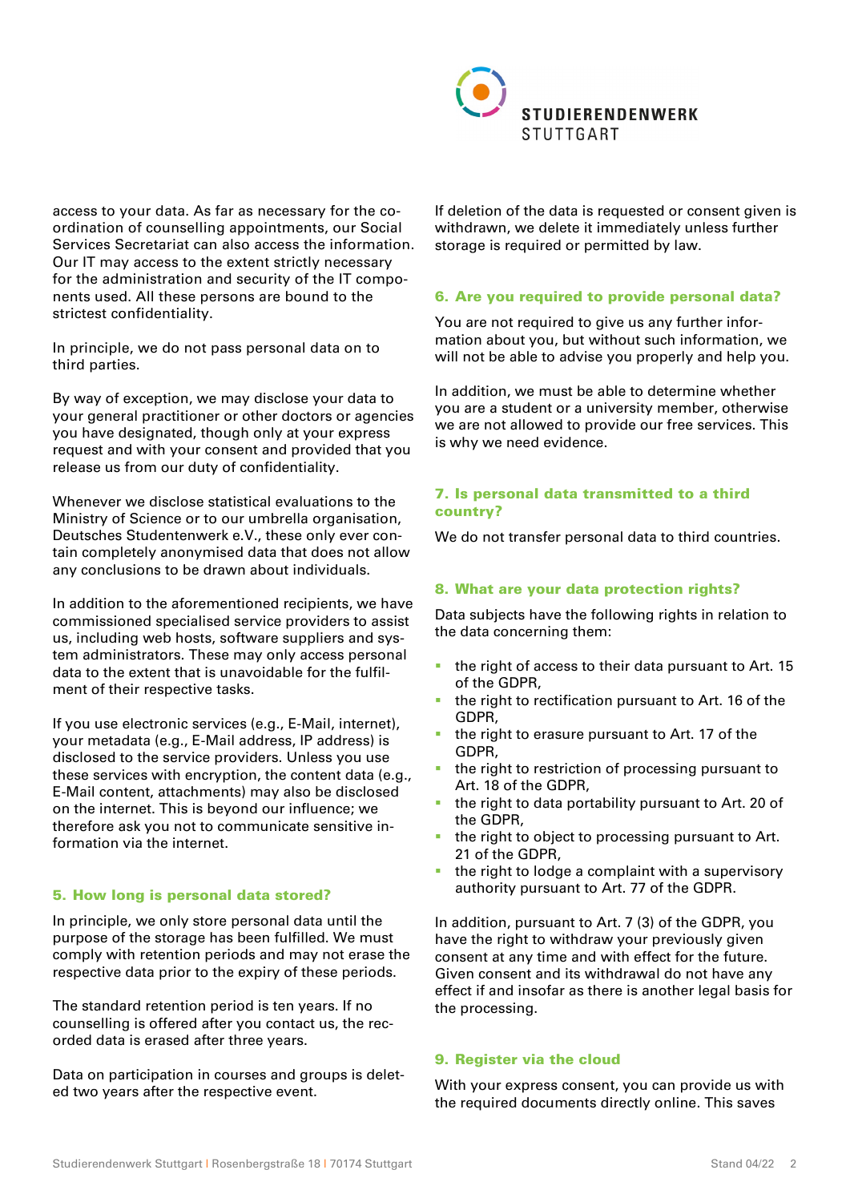access to your data. As far as necessary for the co-ordination of counselling appointments, our Social Services Secretariat can also access the information. Our IT may access to the extent strictly necessary for the administration and security of the IT components used. All these persons are bound to the strictest confidentiality.

In principle, we do not pass personal data on to third parties.

By way of exception, we may disclose your data to your general practitioner or other doctors or agencies you have designated, though only at your express request and with your consent and provided that you release us from our duty of confidentiality.

Whenever we disclose statistical evaluations to the Ministry of Science or to our umbrella organisation, Deutsches Studentenwerk e.V., these only ever contain completely anonymised data that does not allow any conclusions to be drawn about individuals.

In addition to the aforementioned recipients, we have commissioned specialised service providers to assist us, including web hosts, software suppliers and system administrators. These may only access personal data to the extent that is unavoidable for the fulfilment of their respective tasks.

If you use electronic services (e.g., E-Mail, internet), your metadata (e.g., E-Mail address, IP address) is disclosed to the service providers. Unless you use these services with encryption, the content data (e.g., E-Mail content, attachments) may also be disclosed on the internet. This is beyond our influence; we therefore ask you not to communicate sensitive information via the internet.

## 5. How long is personal data stored?

In principle, we only store personal data until the purpose of the storage has been fulfilled. We must comply with retention periods and may not erase the respective data prior to the expiry of these periods.

The standard retention period is ten years. If no counselling is offered after you contact us, the recorded data is erased after three years.

Data on participation in courses and groups is deleted two years after the respective event.

If deletion of the data is requested or consent given is withdrawn, we delete it immediately unless further storage is required or permitted by law.

## 6. Are you required to provide personal data?

You are not required to give us any further information about you, but without such information, we will not be able to advise you properly and help you.

In addition, we must be able to determine whether you are a student or a university member, otherwise we are not allowed to provide our free services. This is why we need evidence.

## 7. Is personal data transmitted to a third country?

We do not transfer personal data to third countries.

## 8. What are your data protection rights?

Data subjects have the following rights in relation to the data concerning them:

- the right of access to their data pursuant to Art. 15 of the GDPR,
- the right to rectification pursuant to Art. 16 of the GDPR,
- the right to erasure pursuant to Art. 17 of the GDPR,
- the right to restriction of processing pursuant to Art. 18 of the GDPR,
- the right to data portability pursuant to Art. 20 of the GDPR,
- the right to object to processing pursuant to Art. 21 of the GDPR,
- the right to lodge a complaint with a supervisory authority pursuant to Art. 77 of the GDPR.

In addition, pursuant to Art. 7 (3) of the GDPR, you have the right to withdraw your previously given consent at any time and with effect for the future. Given consent and its withdrawal do not have any effect if and insofar as there is another legal basis for the processing.

## 9. Register via the cloud

With your express consent, you can provide us with the required documents directly online. This saves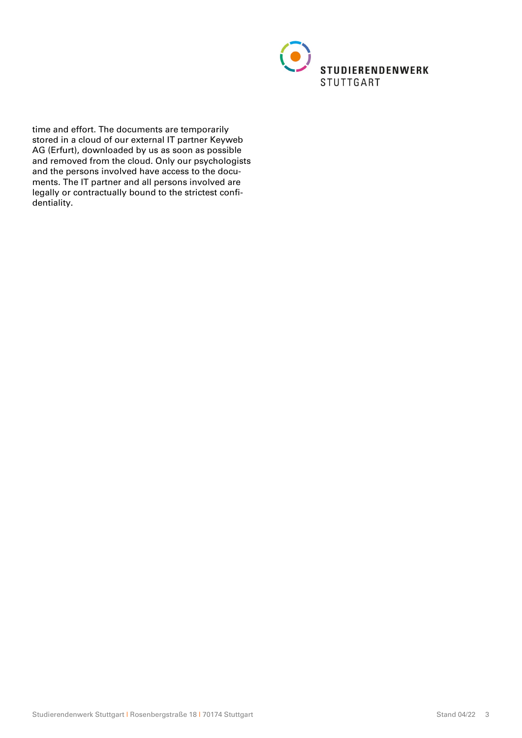time and effort. The documents are temporarily stored in a cloud of our external IT partner Keyweb AG (Erfurt), downloaded by us as soon as possible and removed from the cloud. Only our psychologists and the persons involved have access to the documents. The IT partner and all persons involved are legally or contractually bound to the strictest confidentiality.